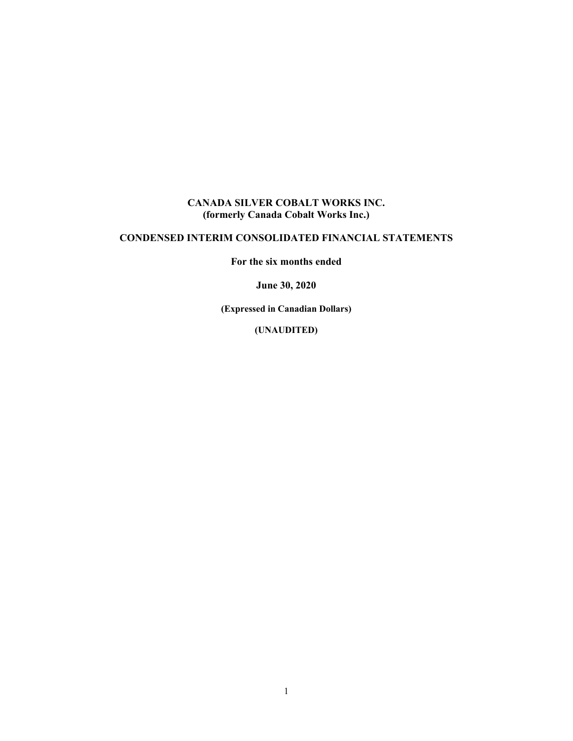# CANADA SILVER COBALT WORKS INC.
## (formerly Canada Cobalt Works Inc.)

## CONDENSED INTERIM CONSOLIDATED FINANCIAL STATEMENTS

**For the six months ended**

**June 30, 2020**

**(Expressed in Canadian Dollars)**

**(UNAUDITED)**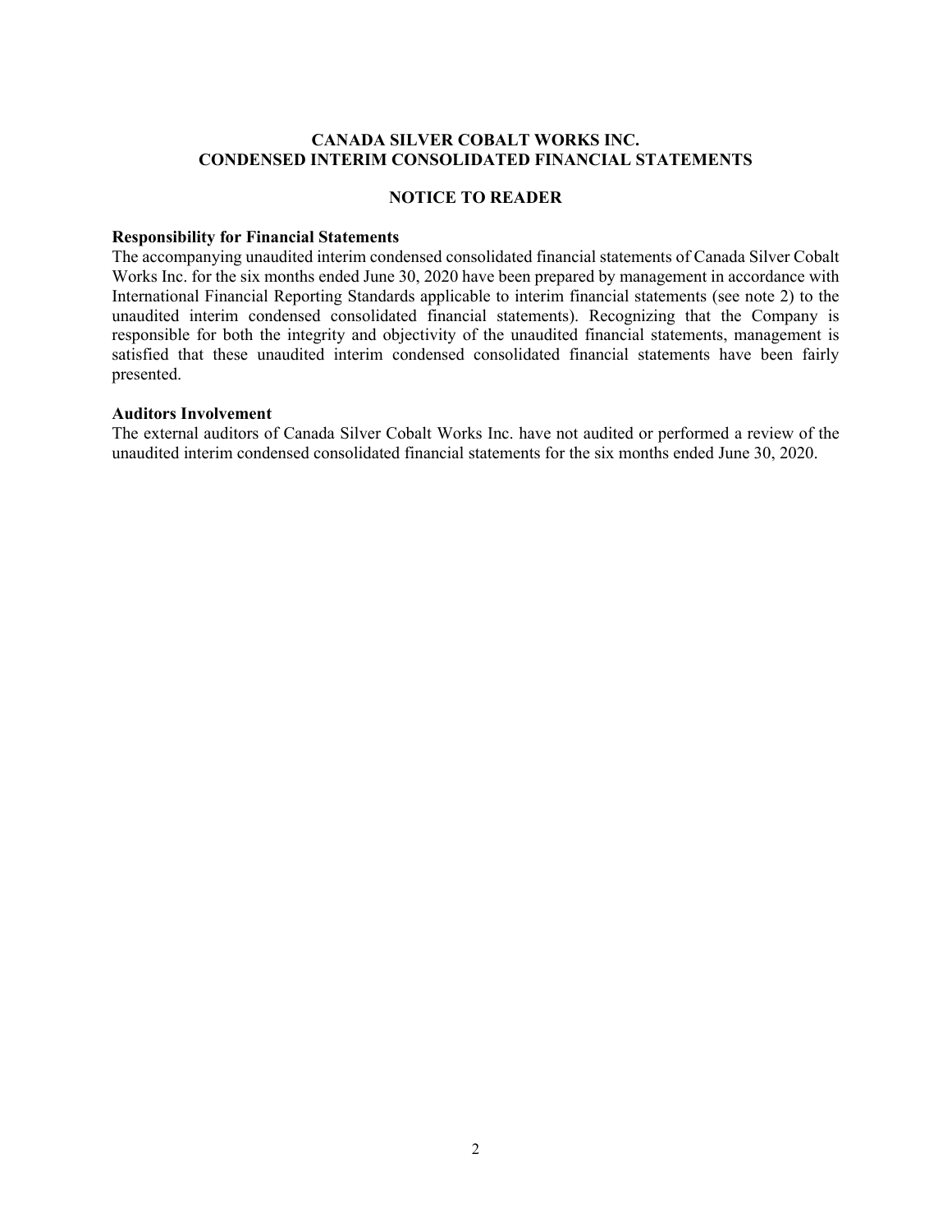## CANADA SILVER COBALT WORKS INC.
## CONDENSED INTERIM CONSOLIDATED FINANCIAL STATEMENTS

### NOTICE TO READER

**Responsibility for Financial Statements**

The accompanying unaudited interim condensed consolidated financial statements of Canada Silver Cobalt Works Inc. for the six months ended June 30, 2020 have been prepared by management in accordance with International Financial Reporting Standards applicable to interim financial statements (see note 2) to the unaudited interim condensed consolidated financial statements). Recognizing that the Company is responsible for both the integrity and objectivity of the unaudited financial statements, management is satisfied that these unaudited interim condensed consolidated financial statements have been fairly presented.

**Auditors Involvement**

The external auditors of Canada Silver Cobalt Works Inc. have not audited or performed a review of the unaudited interim condensed consolidated financial statements for the six months ended June 30, 2020.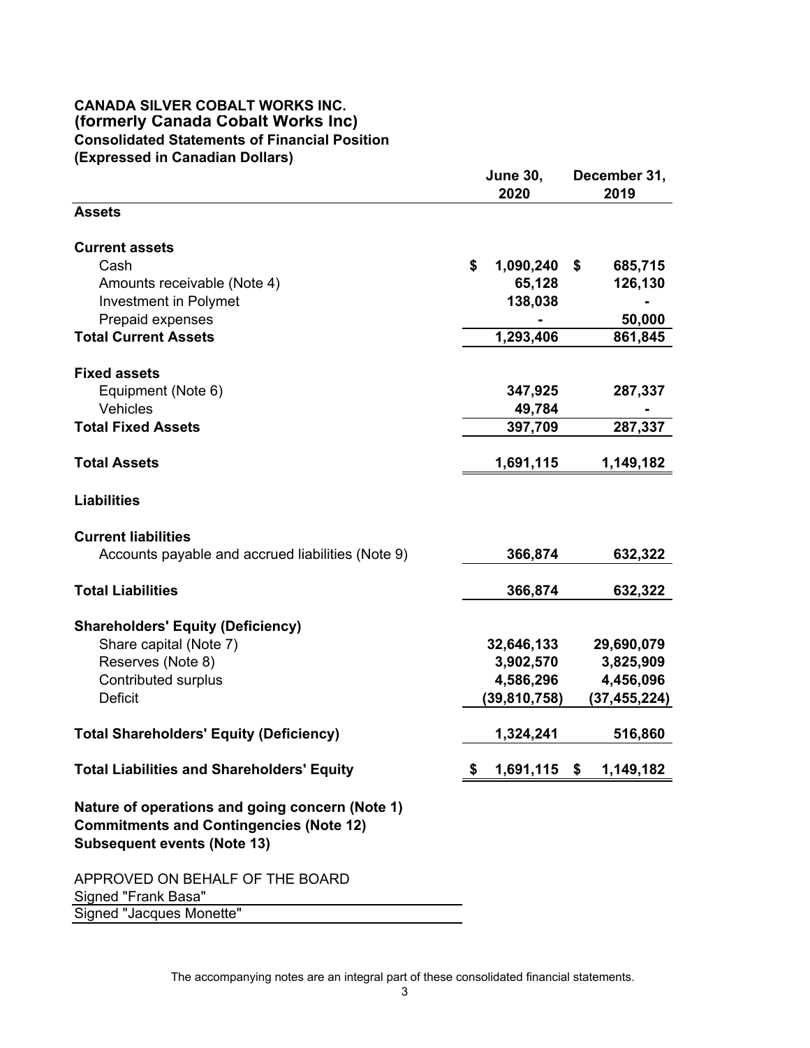**CANADA SILVER COBALT WORKS INC.**
**(formerly Canada Cobalt Works Inc)**
**Consolidated Statements of Financial Position**
**(Expressed in Canadian Dollars)**

| | June 30, 2020 | December 31, 2019 |
|---|---|---|
| **Assets** | | |
| **Current assets** | | |
| Cash | $ 1,090,240 | $ 685,715 |
| Amounts receivable (Note 4) | 65,128 | 126,130 |
| Investment in Polymet | 138,038 | - |
| Prepaid expenses | - | 50,000 |
| **Total Current Assets** | 1,293,406 | 861,845 |
| **Fixed assets** | | |
| Equipment (Note 6) | 347,925 | 287,337 |
| Vehicles | 49,784 | - |
| **Total Fixed Assets** | 397,709 | 287,337 |
| **Total Assets** | 1,691,115 | 1,149,182 |
| **Liabilities** | | |
| **Current liabilities** | | |
| Accounts payable and accrued liabilities (Note 9) | 366,874 | 632,322 |
| **Total Liabilities** | 366,874 | 632,322 |
| **Shareholders' Equity (Deficiency)** | | |
| Share capital (Note 7) | 32,646,133 | 29,690,079 |
| Reserves (Note 8) | 3,902,570 | 3,825,909 |
| Contributed surplus | 4,586,296 | 4,456,096 |
| Deficit | (39,810,758) | (37,455,224) |
| **Total Shareholders' Equity (Deficiency)** | 1,324,241 | 516,860 |
| **Total Liabilities and Shareholders' Equity** | $ 1,691,115 | $ 1,149,182 |

**Nature of operations and going concern (Note 1)**
**Commitments and Contingencies (Note 12)**
**Subsequent events (Note 13)**

APPROVED ON BEHALF OF THE BOARD
Signed "Frank Basa"
Signed "Jacques Monette"

The accompanying notes are an integral part of these consolidated financial statements.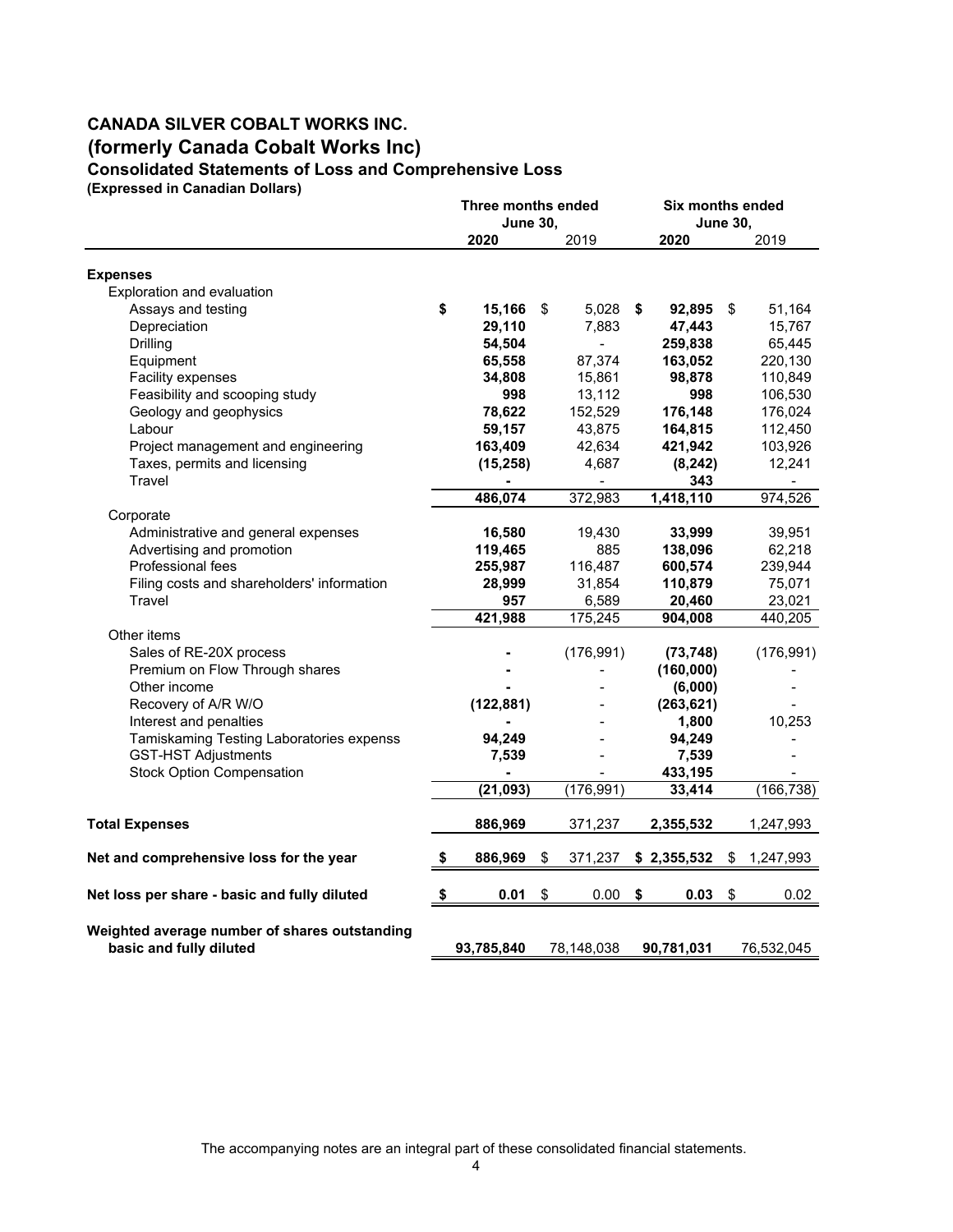# CANADA SILVER COBALT WORKS INC.

## (formerly Canada Cobalt Works Inc)

### Consolidated Statements of Loss and Comprehensive Loss

**(Expressed in Canadian Dollars)**

| | Three months ended June 30, | | Six months ended June 30, | |
|---|---|---|---|---|
| | **2020** | 2019 | **2020** | 2019 |
| **Expenses** | | | | |
| Exploration and evaluation | | | | |
| Assays and testing | **$ 15,166** | $ 5,028 | **$ 92,895** | $ 51,164 |
| Depreciation | **29,110** | 7,883 | **47,443** | 15,767 |
| Drilling | **54,504** | - | **259,838** | 65,445 |
| Equipment | **65,558** | 87,374 | **163,052** | 220,130 |
| Facility expenses | **34,808** | 15,861 | **98,878** | 110,849 |
| Feasibility and scooping study | **998** | 13,112 | **998** | 106,530 |
| Geology and geophysics | **78,622** | 152,529 | **176,148** | 176,024 |
| Labour | **59,157** | 43,875 | **164,815** | 112,450 |
| Project management and engineering | **163,409** | 42,634 | **421,942** | 103,926 |
| Taxes, permits and licensing | **(15,258)** | 4,687 | **(8,242)** | 12,241 |
| Travel | **-** | - | **343** | - |
| | **486,074** | 372,983 | **1,418,110** | 974,526 |
| Corporate | | | | |
| Administrative and general expenses | **16,580** | 19,430 | **33,999** | 39,951 |
| Advertising and promotion | **119,465** | 885 | **138,096** | 62,218 |
| Professional fees | **255,987** | 116,487 | **600,574** | 239,944 |
| Filing costs and shareholders' information | **28,999** | 31,854 | **110,879** | 75,071 |
| Travel | **957** | 6,589 | **20,460** | 23,021 |
| | **421,988** | 175,245 | **904,008** | 440,205 |
| Other items | | | | |
| Sales of RE-20X process | **-** | (176,991) | **(73,748)** | (176,991) |
| Premium on Flow Through shares | **-** | - | **(160,000)** | - |
| Other income | **-** | - | **(6,000)** | - |
| Recovery of A/R W/O | **(122,881)** | - | **(263,621)** | - |
| Interest and penalties | **-** | - | **1,800** | 10,253 |
| Tamiskaming Testing Laboratories expenss | **94,249** | - | **94,249** | - |
| GST-HST Adjustments | **7,539** | - | **7,539** | - |
| Stock Option Compensation | **-** | - | **433,195** | - |
| | **(21,093)** | (176,991) | **33,414** | (166,738) |
| **Total Expenses** | **886,969** | 371,237 | **2,355,532** | 1,247,993 |
| **Net and comprehensive loss for the year** | **$ 886,969** | $ 371,237 | **$ 2,355,532** | $ 1,247,993 |
| **Net loss per share - basic and fully diluted** | **$ 0.01** | $ 0.00 | **$ 0.03** | $ 0.02 |
| **Weighted average number of shares outstanding basic and fully diluted** | **93,785,840** | 78,148,038 | **90,781,031** | 76,532,045 |

The accompanying notes are an integral part of these consolidated financial statements.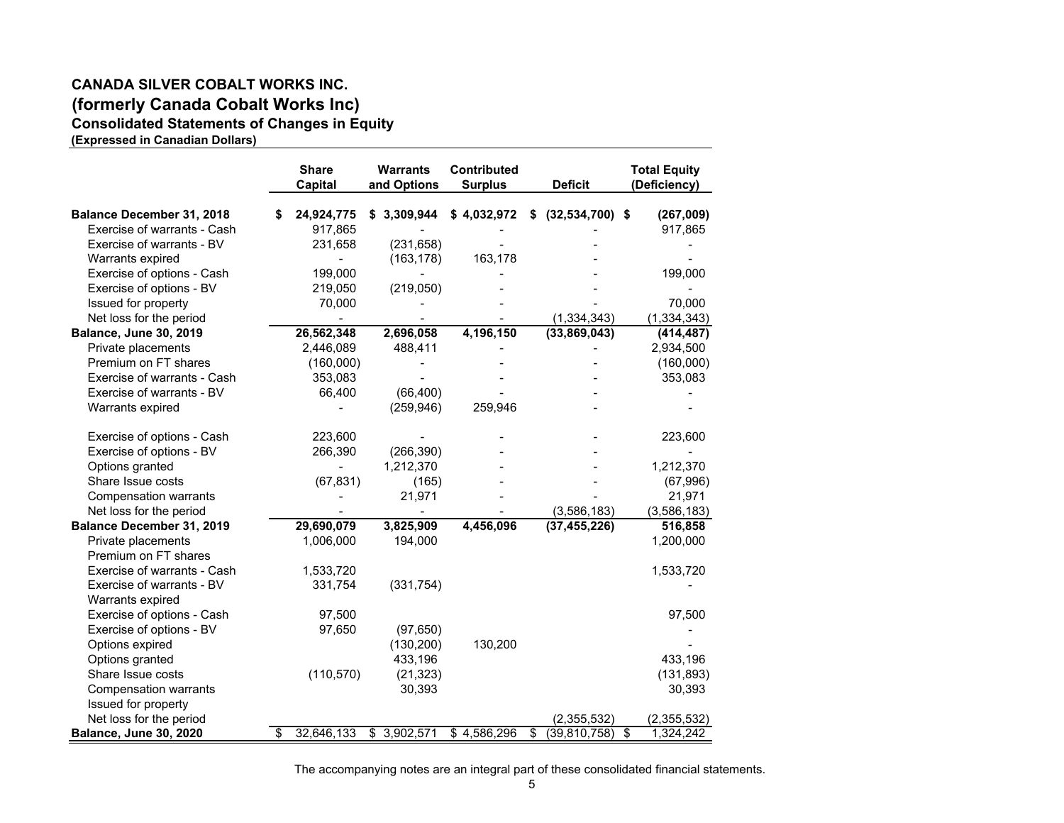# CANADA SILVER COBALT WORKS INC.
## (formerly Canada Cobalt Works Inc)
### Consolidated Statements of Changes in Equity
**(Expressed in Canadian Dollars)**

| | Share Capital | Warrants and Options | Contributed Surplus | Deficit | Total Equity (Deficiency) |
|---|---|---|---|---|---|
| **Balance December 31, 2018** | **$ 24,924,775** | **$ 3,309,944** | **$ 4,032,972** | **$ (32,534,700)** | **$ (267,009)** |
| Exercise of warrants - Cash | 917,865 | - | - | - | 917,865 |
| Exercise of warrants - BV | 231,658 | (231,658) | - | - | - |
| Warrants expired | - | (163,178) | 163,178 | - | - |
| Exercise of options - Cash | 199,000 | - | - | - | 199,000 |
| Exercise of options - BV | 219,050 | (219,050) | - | - | - |
| Issued for property | 70,000 | - | - | - | 70,000 |
| Net loss for the period | - | - | - | (1,334,343) | (1,334,343) |
| **Balance, June 30, 2019** | **26,562,348** | **2,696,058** | **4,196,150** | **(33,869,043)** | **(414,487)** |
| Private placements | 2,446,089 | 488,411 | - | - | 2,934,500 |
| Premium on FT shares | (160,000) | - | - | - | (160,000) |
| Exercise of warrants - Cash | 353,083 | - | - | - | 353,083 |
| Exercise of warrants - BV | 66,400 | (66,400) | - | - | - |
| Warrants expired | - | (259,946) | 259,946 | - | - |
| Exercise of options - Cash | 223,600 | - | - | - | 223,600 |
| Exercise of options - BV | 266,390 | (266,390) | - | - | - |
| Options granted | - | 1,212,370 | - | - | 1,212,370 |
| Share Issue costs | (67,831) | (165) | - | - | (67,996) |
| Compensation warrants | - | 21,971 | - | - | 21,971 |
| Net loss for the period | - | - | - | (3,586,183) | (3,586,183) |
| **Balance December 31, 2019** | **29,690,079** | **3,825,909** | **4,456,096** | **(37,455,226)** | **516,858** |
| Private placements | 1,006,000 | 194,000 | | | 1,200,000 |
| Premium on FT shares | | | | | |
| Exercise of warrants - Cash | 1,533,720 | | | | 1,533,720 |
| Exercise of warrants - BV | 331,754 | (331,754) | | | - |
| Warrants expired | | | | | |
| Exercise of options - Cash | 97,500 | | | | 97,500 |
| Exercise of options - BV | 97,650 | (97,650) | | | - |
| Options expired | | (130,200) | 130,200 | | - |
| Options granted | | 433,196 | | | 433,196 |
| Share Issue costs | (110,570) | (21,323) | | | (131,893) |
| Compensation warrants | | 30,393 | | | 30,393 |
| Issued for property | | | | | |
| Net loss for the period | | | | (2,355,532) | (2,355,532) |
| **Balance, June 30, 2020** | $ 32,646,133 | $ 3,902,571 | $ 4,586,296 | $ (39,810,758) | $ 1,324,242 |

The accompanying notes are an integral part of these consolidated financial statements.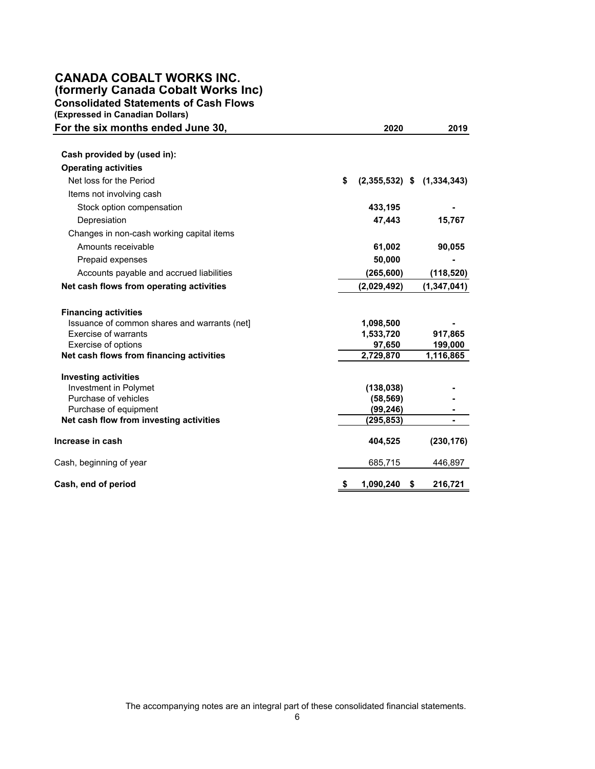# CANADA COBALT WORKS INC.
## (formerly Canada Cobalt Works Inc)
### Consolidated Statements of Cash Flows
**(Expressed in Canadian Dollars)**

| For the six months ended June 30, | 2020 | 2019 |
|---|---|---|
| **Cash provided by (used in):** | | |
| **Operating activities** | | |
| Net loss for the Period | $ (2,355,532) | $ (1,334,343) |
| Items not involving cash | | |
| Stock option compensation | 433,195 | - |
| Depresiation | 47,443 | 15,767 |
| Changes in non-cash working capital items | | |
| Amounts receivable | 61,002 | 90,055 |
| Prepaid expenses | 50,000 | - |
| Accounts payable and accrued liabilities | (265,600) | (118,520) |
| **Net cash flows from operating activities** | (2,029,492) | (1,347,041) |
| **Financing activities** | | |
| Issuance of common shares and warrants (net] | 1,098,500 | - |
| Exercise of warrants | 1,533,720 | 917,865 |
| Exercise of options | 97,650 | 199,000 |
| **Net cash flows from financing activities** | 2,729,870 | 1,116,865 |
| **Investing activities** | | |
| Investment in Polymet | (138,038) | - |
| Purchase of vehicles | (58,569) | - |
| Purchase of equipment | (99,246) | - |
| **Net cash flow from investing activities** | (295,853) | - |
| **Increase in cash** | 404,525 | (230,176) |
| Cash, beginning of year | 685,715 | 446,897 |
| **Cash, end of period** | $ 1,090,240 | $ 216,721 |

The accompanying notes are an integral part of these consolidated financial statements.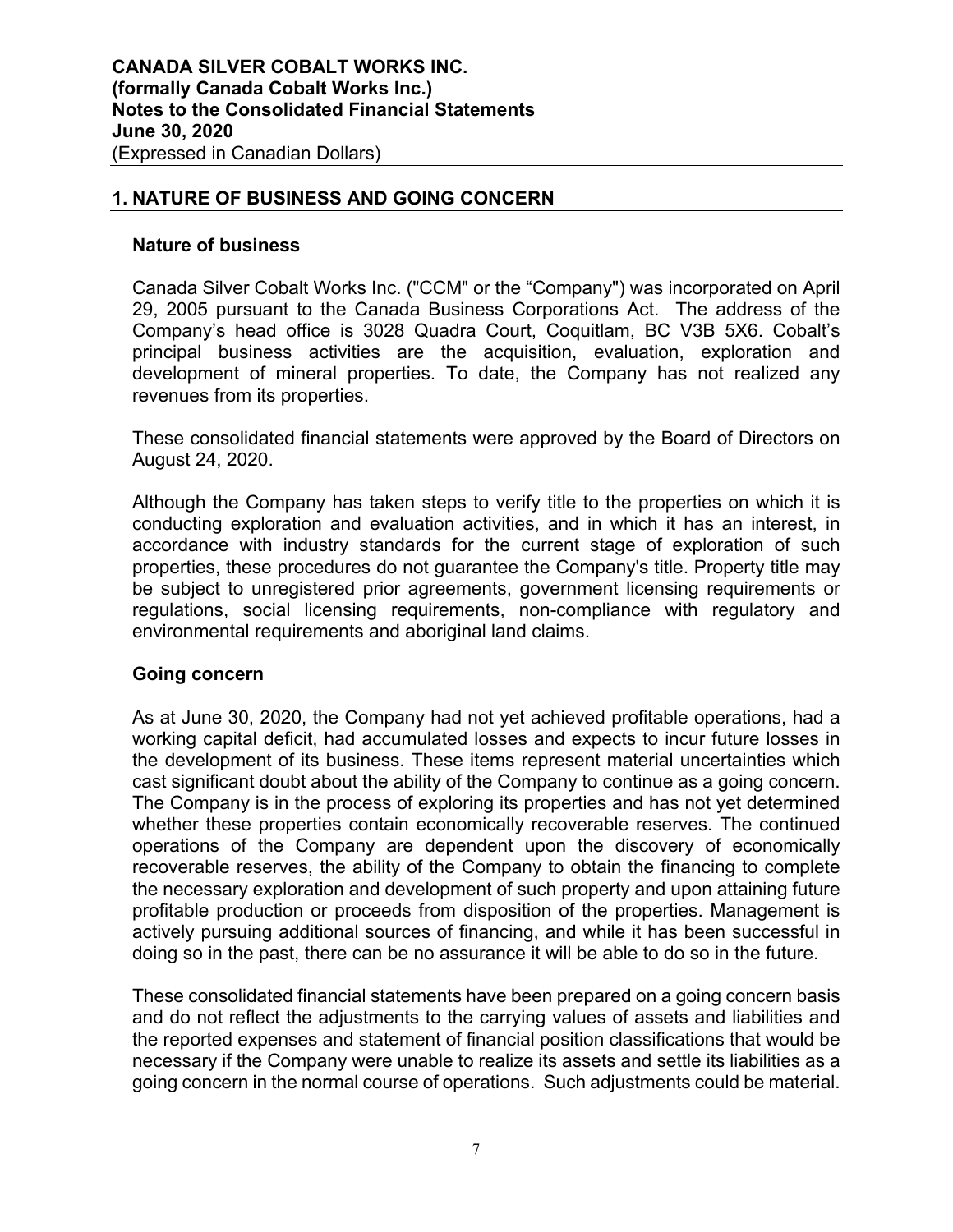## 1. NATURE OF BUSINESS AND GOING CONCERN

### Nature of business

Canada Silver Cobalt Works Inc. ("CCM" or the "Company") was incorporated on April 29, 2005 pursuant to the Canada Business Corporations Act. The address of the Company's head office is 3028 Quadra Court, Coquitlam, BC V3B 5X6. Cobalt's principal business activities are the acquisition, evaluation, exploration and development of mineral properties. To date, the Company has not realized any revenues from its properties.

These consolidated financial statements were approved by the Board of Directors on August 24, 2020.

Although the Company has taken steps to verify title to the properties on which it is conducting exploration and evaluation activities, and in which it has an interest, in accordance with industry standards for the current stage of exploration of such properties, these procedures do not guarantee the Company's title. Property title may be subject to unregistered prior agreements, government licensing requirements or regulations, social licensing requirements, non-compliance with regulatory and environmental requirements and aboriginal land claims.

### Going concern

As at June 30, 2020, the Company had not yet achieved profitable operations, had a working capital deficit, had accumulated losses and expects to incur future losses in the development of its business. These items represent material uncertainties which cast significant doubt about the ability of the Company to continue as a going concern. The Company is in the process of exploring its properties and has not yet determined whether these properties contain economically recoverable reserves. The continued operations of the Company are dependent upon the discovery of economically recoverable reserves, the ability of the Company to obtain the financing to complete the necessary exploration and development of such property and upon attaining future profitable production or proceeds from disposition of the properties. Management is actively pursuing additional sources of financing, and while it has been successful in doing so in the past, there can be no assurance it will be able to do so in the future.

These consolidated financial statements have been prepared on a going concern basis and do not reflect the adjustments to the carrying values of assets and liabilities and the reported expenses and statement of financial position classifications that would be necessary if the Company were unable to realize its assets and settle its liabilities as a going concern in the normal course of operations. Such adjustments could be material.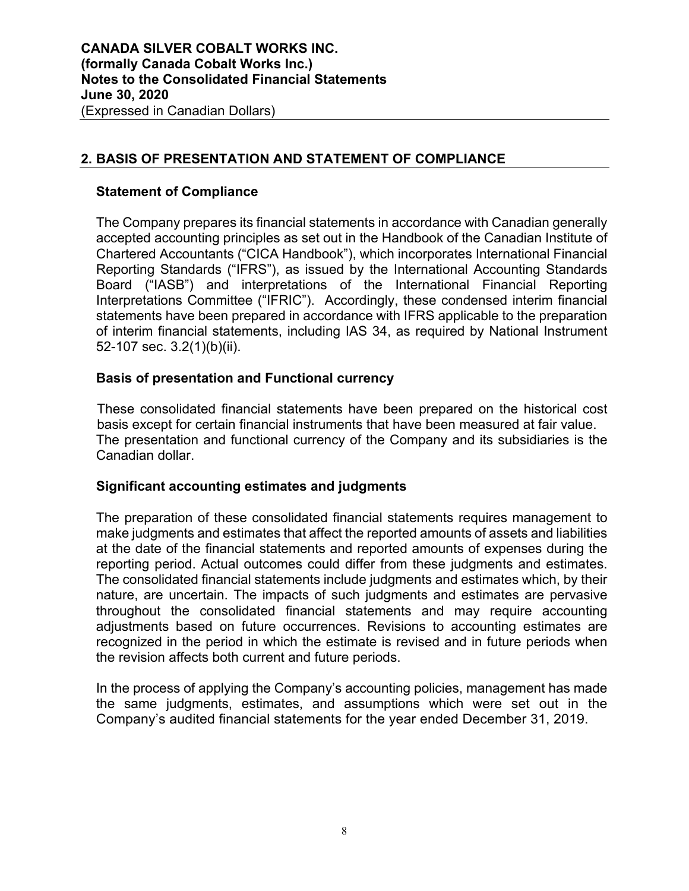## 2. BASIS OF PRESENTATION AND STATEMENT OF COMPLIANCE

### Statement of Compliance

The Company prepares its financial statements in accordance with Canadian generally accepted accounting principles as set out in the Handbook of the Canadian Institute of Chartered Accountants ("CICA Handbook"), which incorporates International Financial Reporting Standards ("IFRS"), as issued by the International Accounting Standards Board ("IASB") and interpretations of the International Financial Reporting Interpretations Committee ("IFRIC"). Accordingly, these condensed interim financial statements have been prepared in accordance with IFRS applicable to the preparation of interim financial statements, including IAS 34, as required by National Instrument 52-107 sec. 3.2(1)(b)(ii).

### Basis of presentation and Functional currency

These consolidated financial statements have been prepared on the historical cost basis except for certain financial instruments that have been measured at fair value. The presentation and functional currency of the Company and its subsidiaries is the Canadian dollar.

### Significant accounting estimates and judgments

The preparation of these consolidated financial statements requires management to make judgments and estimates that affect the reported amounts of assets and liabilities at the date of the financial statements and reported amounts of expenses during the reporting period. Actual outcomes could differ from these judgments and estimates. The consolidated financial statements include judgments and estimates which, by their nature, are uncertain. The impacts of such judgments and estimates are pervasive throughout the consolidated financial statements and may require accounting adjustments based on future occurrences. Revisions to accounting estimates are recognized in the period in which the estimate is revised and in future periods when the revision affects both current and future periods.

In the process of applying the Company's accounting policies, management has made the same judgments, estimates, and assumptions which were set out in the Company's audited financial statements for the year ended December 31, 2019.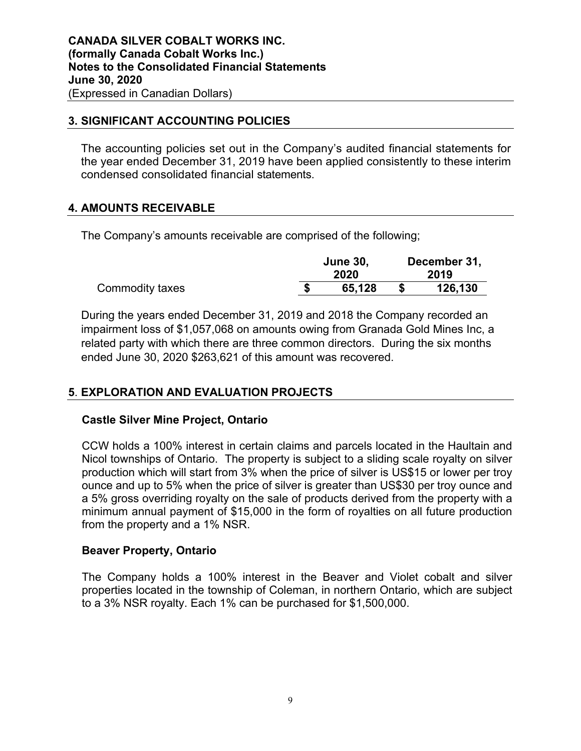## 3. SIGNIFICANT ACCOUNTING POLICIES

The accounting policies set out in the Company's audited financial statements for the year ended December 31, 2019 have been applied consistently to these interim condensed consolidated financial statements.

## 4. AMOUNTS RECEIVABLE

The Company's amounts receivable are comprised of the following;

| | June 30, 2020 | December 31, 2019 |
|---|---|---|
| Commodity taxes | $ 65,128 | $ 126,130 |

During the years ended December 31, 2019 and 2018 the Company recorded an impairment loss of $1,057,068 on amounts owing from Granada Gold Mines Inc, a related party with which there are three common directors. During the six months ended June 30, 2020 $263,621 of this amount was recovered.

## 5. EXPLORATION AND EVALUATION PROJECTS

### Castle Silver Mine Project, Ontario

CCW holds a 100% interest in certain claims and parcels located in the Haultain and Nicol townships of Ontario. The property is subject to a sliding scale royalty on silver production which will start from 3% when the price of silver is US$15 or lower per troy ounce and up to 5% when the price of silver is greater than US$30 per troy ounce and a 5% gross overriding royalty on the sale of products derived from the property with a minimum annual payment of $15,000 in the form of royalties on all future production from the property and a 1% NSR.

### Beaver Property, Ontario

The Company holds a 100% interest in the Beaver and Violet cobalt and silver properties located in the township of Coleman, in northern Ontario, which are subject to a 3% NSR royalty. Each 1% can be purchased for $1,500,000.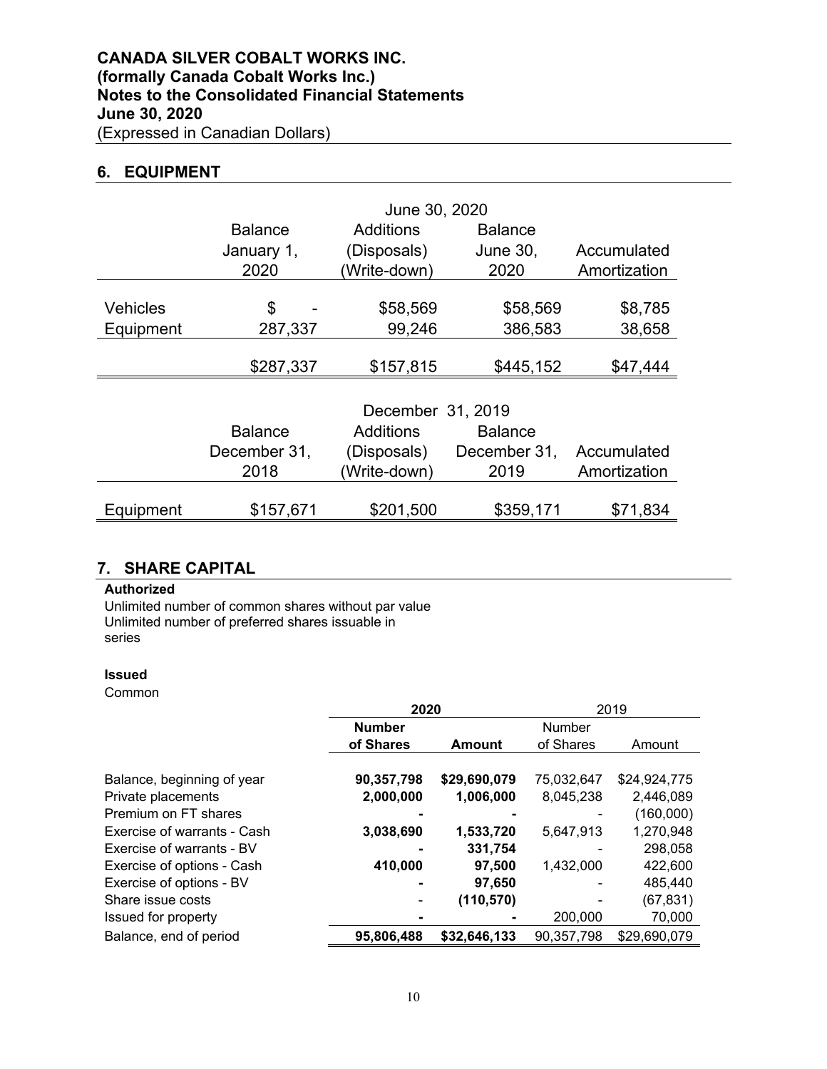# CANADA SILVER COBALT WORKS INC.
# (formally Canada Cobalt Works Inc.)
# Notes to the Consolidated Financial Statements
# June 30, 2020
(Expressed in Canadian Dollars)

## 6. EQUIPMENT

| | June 30, 2020 | | | |
|---|---|---|---|---|
| | Balance January 1, 2020 | Additions (Disposals) (Write-down) | Balance June 30, 2020 | Accumulated Amortization |
| Vehicles | $ - | $58,569 | $58,569 | $8,785 |
| Equipment | 287,337 | 99,246 | 386,583 | 38,658 |
| | $287,337 | $157,815 | $445,152 | $47,444 |

| | December 31, 2019 | | | |
|---|---|---|---|---|
| | Balance December 31, 2018 | Additions (Disposals) (Write-down) | Balance December 31, 2019 | Accumulated Amortization |
| Equipment | $157,671 | $201,500 | $359,171 | $71,834 |

## 7. SHARE CAPITAL

**Authorized**

Unlimited number of common shares without par value
Unlimited number of preferred shares issuable in series

**Issued**

Common

| | **2020** | | 2019 | |
|---|---|---|---|---|
| | **Number of Shares** | **Amount** | Number of Shares | Amount |
| Balance, beginning of year | **90,357,798** | **$29,690,079** | 75,032,647 | $24,924,775 |
| Private placements | **2,000,000** | **1,006,000** | 8,045,238 | 2,446,089 |
| Premium on FT shares | **-** | **-** | - | (160,000) |
| Exercise of warrants - Cash | **3,038,690** | **1,533,720** | 5,647,913 | 1,270,948 |
| Exercise of warrants - BV | **-** | **331,754** | - | 298,058 |
| Exercise of options - Cash | **410,000** | **97,500** | 1,432,000 | 422,600 |
| Exercise of options - BV | **-** | **97,650** | - | 485,440 |
| Share issue costs | - | **(110,570)** | - | (67,831) |
| Issued for property | **-** | **-** | 200,000 | 70,000 |
| Balance, end of period | **95,806,488** | **$32,646,133** | 90,357,798 | $29,690,079 |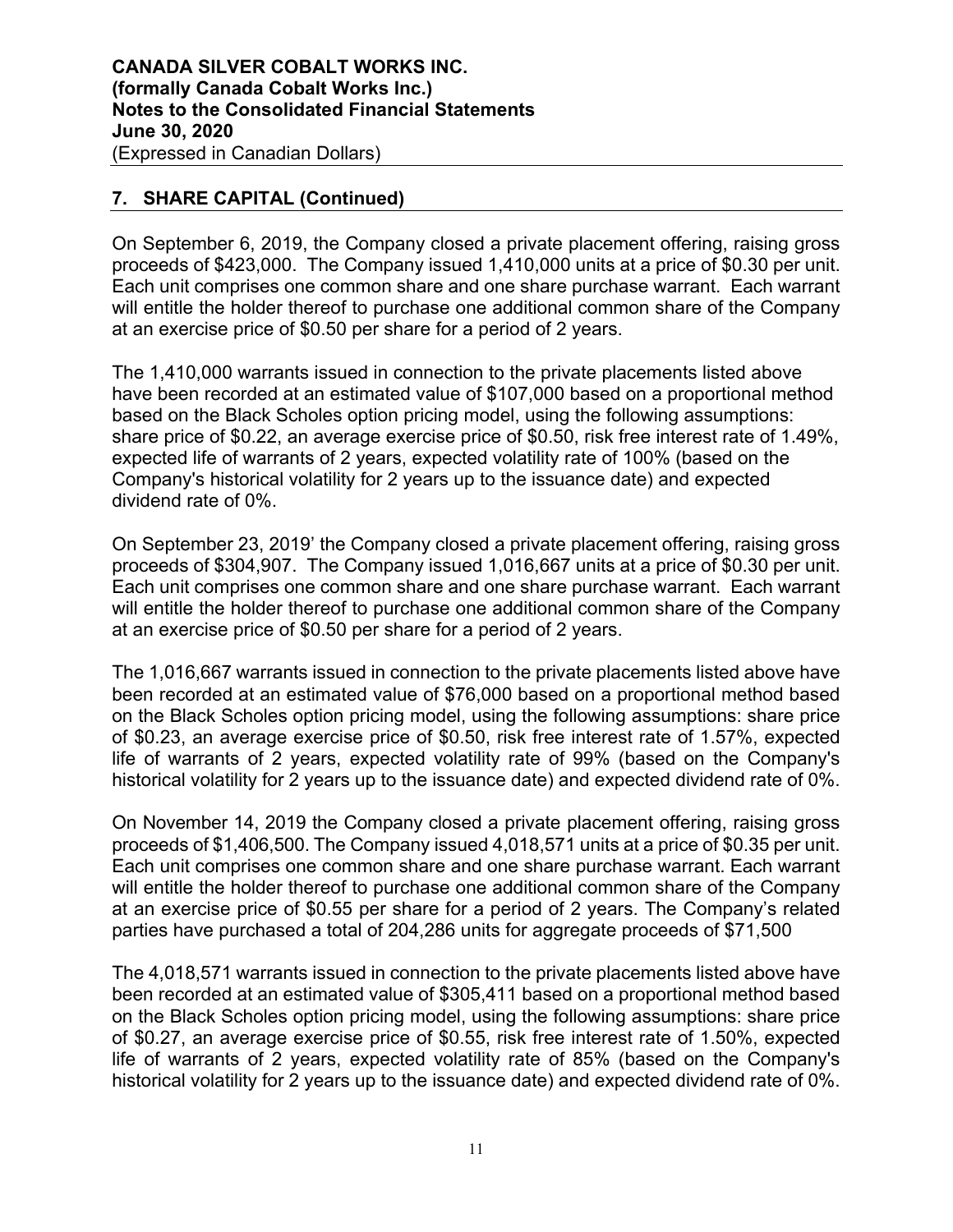**CANADA SILVER COBALT WORKS INC.**
**(formally Canada Cobalt Works Inc.)**
**Notes to the Consolidated Financial Statements**
**June 30, 2020**
(Expressed in Canadian Dollars)

## 7. SHARE CAPITAL (Continued)

On September 6, 2019, the Company closed a private placement offering, raising gross proceeds of $423,000. The Company issued 1,410,000 units at a price of $0.30 per unit. Each unit comprises one common share and one share purchase warrant. Each warrant will entitle the holder thereof to purchase one additional common share of the Company at an exercise price of $0.50 per share for a period of 2 years.

The 1,410,000 warrants issued in connection to the private placements listed above have been recorded at an estimated value of $107,000 based on a proportional method based on the Black Scholes option pricing model, using the following assumptions: share price of $0.22, an average exercise price of $0.50, risk free interest rate of 1.49%, expected life of warrants of 2 years, expected volatility rate of 100% (based on the Company's historical volatility for 2 years up to the issuance date) and expected dividend rate of 0%.

On September 23, 2019' the Company closed a private placement offering, raising gross proceeds of $304,907. The Company issued 1,016,667 units at a price of $0.30 per unit. Each unit comprises one common share and one share purchase warrant. Each warrant will entitle the holder thereof to purchase one additional common share of the Company at an exercise price of $0.50 per share for a period of 2 years.

The 1,016,667 warrants issued in connection to the private placements listed above have been recorded at an estimated value of $76,000 based on a proportional method based on the Black Scholes option pricing model, using the following assumptions: share price of $0.23, an average exercise price of $0.50, risk free interest rate of 1.57%, expected life of warrants of 2 years, expected volatility rate of 99% (based on the Company's historical volatility for 2 years up to the issuance date) and expected dividend rate of 0%.

On November 14, 2019 the Company closed a private placement offering, raising gross proceeds of $1,406,500. The Company issued 4,018,571 units at a price of $0.35 per unit. Each unit comprises one common share and one share purchase warrant. Each warrant will entitle the holder thereof to purchase one additional common share of the Company at an exercise price of $0.55 per share for a period of 2 years. The Company's related parties have purchased a total of 204,286 units for aggregate proceeds of $71,500

The 4,018,571 warrants issued in connection to the private placements listed above have been recorded at an estimated value of $305,411 based on a proportional method based on the Black Scholes option pricing model, using the following assumptions: share price of $0.27, an average exercise price of $0.55, risk free interest rate of 1.50%, expected life of warrants of 2 years, expected volatility rate of 85% (based on the Company's historical volatility for 2 years up to the issuance date) and expected dividend rate of 0%.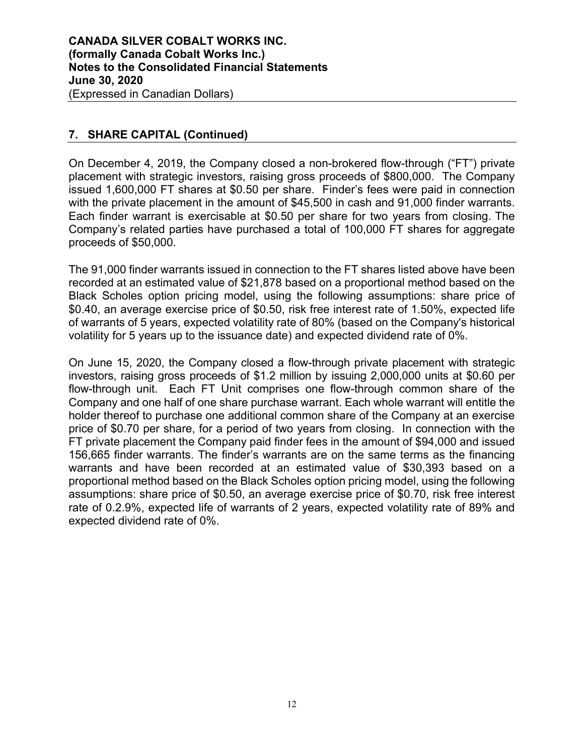## 7. SHARE CAPITAL (Continued)

On December 4, 2019, the Company closed a non-brokered flow-through ("FT") private placement with strategic investors, raising gross proceeds of $800,000. The Company issued 1,600,000 FT shares at $0.50 per share. Finder's fees were paid in connection with the private placement in the amount of $45,500 in cash and 91,000 finder warrants. Each finder warrant is exercisable at $0.50 per share for two years from closing. The Company's related parties have purchased a total of 100,000 FT shares for aggregate proceeds of $50,000.

The 91,000 finder warrants issued in connection to the FT shares listed above have been recorded at an estimated value of $21,878 based on a proportional method based on the Black Scholes option pricing model, using the following assumptions: share price of $0.40, an average exercise price of $0.50, risk free interest rate of 1.50%, expected life of warrants of 5 years, expected volatility rate of 80% (based on the Company's historical volatility for 5 years up to the issuance date) and expected dividend rate of 0%.

On June 15, 2020, the Company closed a flow-through private placement with strategic investors, raising gross proceeds of $1.2 million by issuing 2,000,000 units at $0.60 per flow-through unit. Each FT Unit comprises one flow-through common share of the Company and one half of one share purchase warrant. Each whole warrant will entitle the holder thereof to purchase one additional common share of the Company at an exercise price of $0.70 per share, for a period of two years from closing. In connection with the FT private placement the Company paid finder fees in the amount of $94,000 and issued 156,665 finder warrants. The finder's warrants are on the same terms as the financing warrants and have been recorded at an estimated value of $30,393 based on a proportional method based on the Black Scholes option pricing model, using the following assumptions: share price of $0.50, an average exercise price of $0.70, risk free interest rate of 0.2.9%, expected life of warrants of 2 years, expected volatility rate of 89% and expected dividend rate of 0%.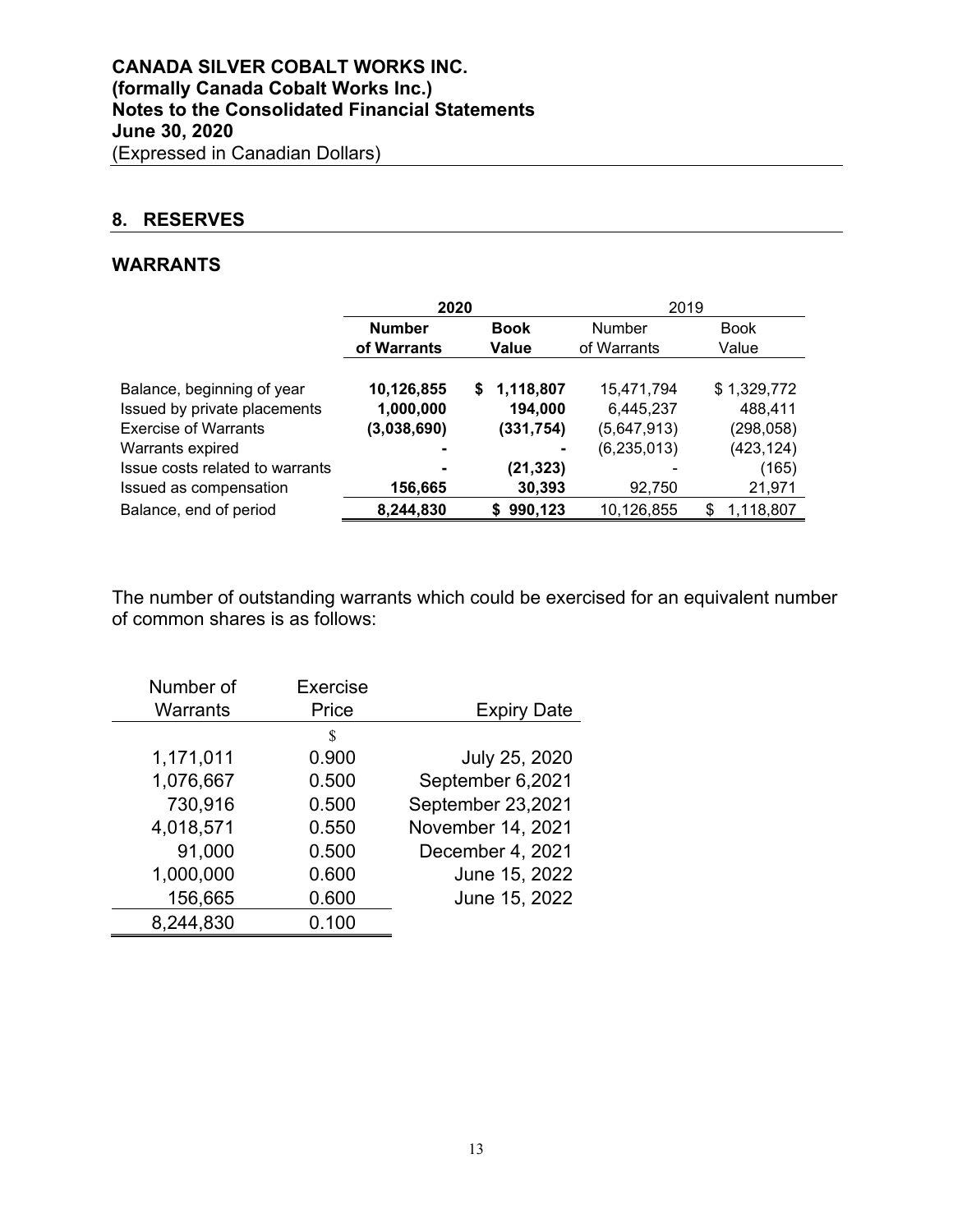## 8. RESERVES

### WARRANTS

| | 2020 | | 2019 | |
|---|---|---|---|---|
| | **Number of Warrants** | **Book Value** | Number of Warrants | Book Value |
| Balance, beginning of year | **10,126,855** | **$ 1,118,807** | 15,471,794 | $ 1,329,772 |
| Issued by private placements | **1,000,000** | **194,000** | 6,445,237 | 488,411 |
| Exercise of Warrants | **(3,038,690)** | **(331,754)** | (5,647,913) | (298,058) |
| Warrants expired | **-** | **-** | (6,235,013) | (423,124) |
| Issue costs related to warrants | **-** | **(21,323)** | - | (165) |
| Issued as compensation | **156,665** | **30,393** | 92,750 | 21,971 |
| Balance, end of period | **8,244,830** | **$ 990,123** | 10,126,855 | $ 1,118,807 |

The number of outstanding warrants which could be exercised for an equivalent number of common shares is as follows:

| Number of Warrants | Exercise Price | Expiry Date |
|---|---|---|
| | $ | |
| 1,171,011 | 0.900 | July 25, 2020 |
| 1,076,667 | 0.500 | September 6,2021 |
| 730,916 | 0.500 | September 23,2021 |
| 4,018,571 | 0.550 | November 14, 2021 |
| 91,000 | 0.500 | December 4, 2021 |
| 1,000,000 | 0.600 | June 15, 2022 |
| 156,665 | 0.600 | June 15, 2022 |
| 8,244,830 | 0.100 | |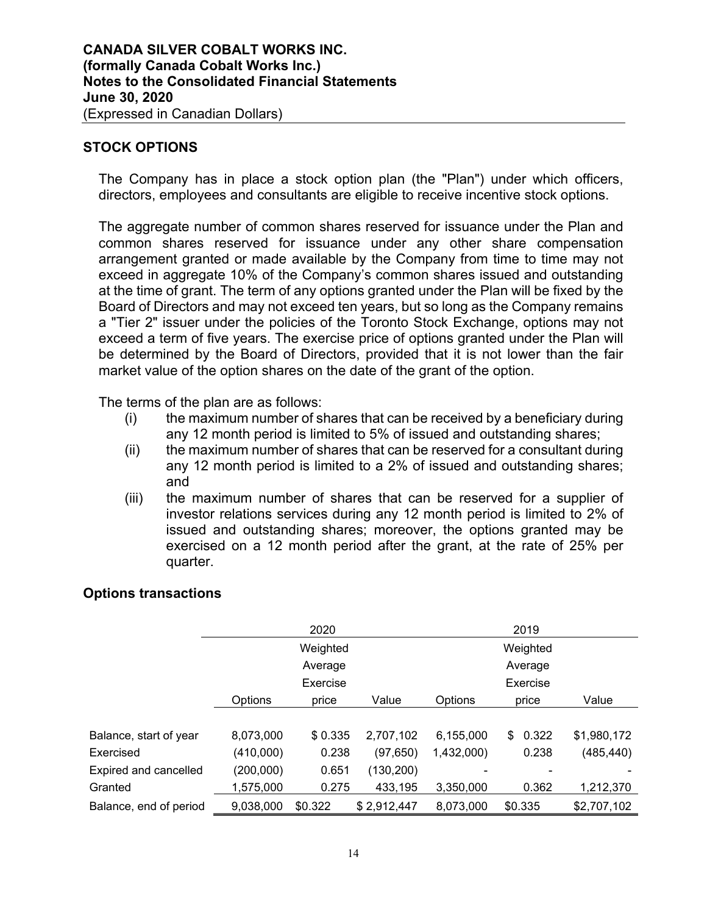## STOCK OPTIONS

The Company has in place a stock option plan (the "Plan") under which officers, directors, employees and consultants are eligible to receive incentive stock options.

The aggregate number of common shares reserved for issuance under the Plan and common shares reserved for issuance under any other share compensation arrangement granted or made available by the Company from time to time may not exceed in aggregate 10% of the Company's common shares issued and outstanding at the time of grant. The term of any options granted under the Plan will be fixed by the Board of Directors and may not exceed ten years, but so long as the Company remains a "Tier 2" issuer under the policies of the Toronto Stock Exchange, options may not exceed a term of five years. The exercise price of options granted under the Plan will be determined by the Board of Directors, provided that it is not lower than the fair market value of the option shares on the date of the grant of the option.

The terms of the plan are as follows:

(i) the maximum number of shares that can be received by a beneficiary during any 12 month period is limited to 5% of issued and outstanding shares;

(ii) the maximum number of shares that can be reserved for a consultant during any 12 month period is limited to a 2% of issued and outstanding shares; and

(iii) the maximum number of shares that can be reserved for a supplier of investor relations services during any 12 month period is limited to 2% of issued and outstanding shares; moreover, the options granted may be exercised on a 12 month period after the grant, at the rate of 25% per quarter.

### Options transactions

| | 2020 | | | 2019 | | |
|---|---|---|---|---|---|---|
| | Options | Weighted Average Exercise price | Value | Options | Weighted Average Exercise price | Value |
| Balance, start of year | 8,073,000 | $ 0.335 | 2,707,102 | 6,155,000 | $ 0.322 | $1,980,172 |
| Exercised | (410,000) | 0.238 | (97,650) | 1,432,000) | 0.238 | (485,440) |
| Expired and cancelled | (200,000) | 0.651 | (130,200) | - | - | - |
| Granted | 1,575,000 | 0.275 | 433,195 | 3,350,000 | 0.362 | 1,212,370 |
| Balance, end of period | 9,038,000 | $0.322 | $ 2,912,447 | 8,073,000 | $0.335 | $2,707,102 |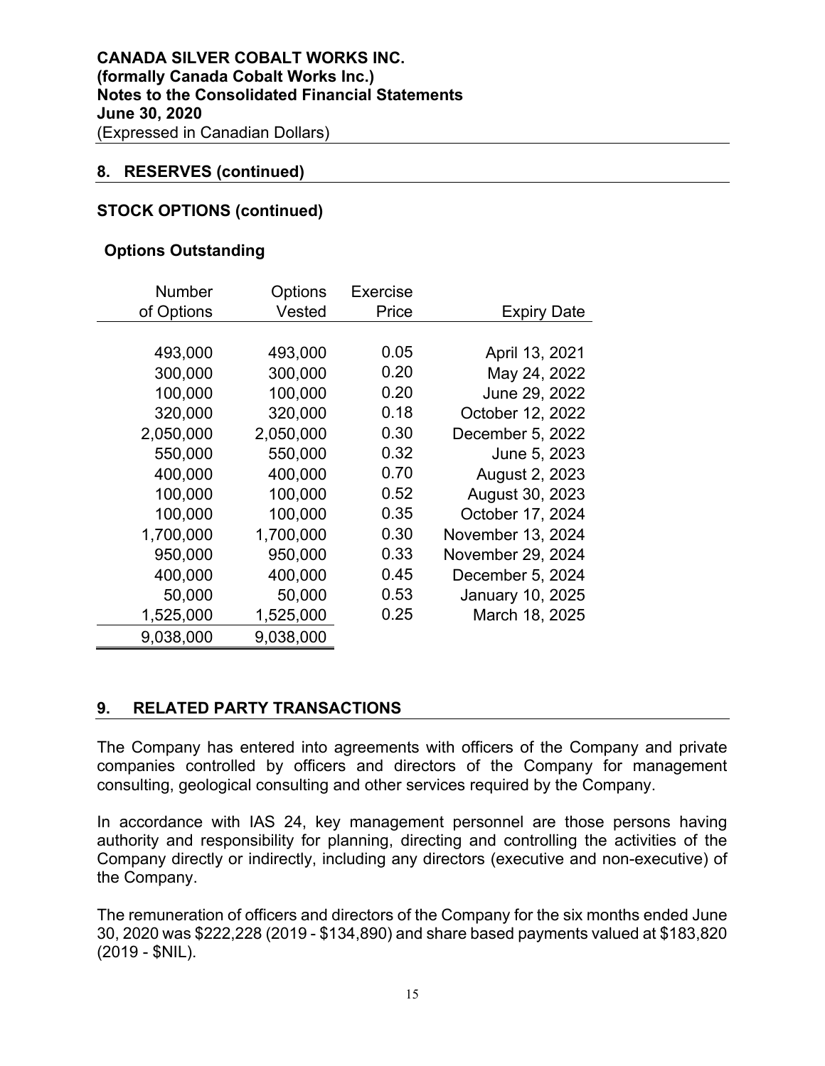## 8. RESERVES (continued)

### STOCK OPTIONS (continued)

#### Options Outstanding

| Number of Options | Options Vested | Exercise Price | Expiry Date |
|---|---|---|---|
| 493,000 | 493,000 | 0.05 | April 13, 2021 |
| 300,000 | 300,000 | 0.20 | May 24, 2022 |
| 100,000 | 100,000 | 0.20 | June 29, 2022 |
| 320,000 | 320,000 | 0.18 | October 12, 2022 |
| 2,050,000 | 2,050,000 | 0.30 | December 5, 2022 |
| 550,000 | 550,000 | 0.32 | June 5, 2023 |
| 400,000 | 400,000 | 0.70 | August 2, 2023 |
| 100,000 | 100,000 | 0.52 | August 30, 2023 |
| 100,000 | 100,000 | 0.35 | October 17, 2024 |
| 1,700,000 | 1,700,000 | 0.30 | November 13, 2024 |
| 950,000 | 950,000 | 0.33 | November 29, 2024 |
| 400,000 | 400,000 | 0.45 | December 5, 2024 |
| 50,000 | 50,000 | 0.53 | January 10, 2025 |
| 1,525,000 | 1,525,000 | 0.25 | March 18, 2025 |
| 9,038,000 | 9,038,000 | | |

## 9. RELATED PARTY TRANSACTIONS

The Company has entered into agreements with officers of the Company and private companies controlled by officers and directors of the Company for management consulting, geological consulting and other services required by the Company.

In accordance with IAS 24, key management personnel are those persons having authority and responsibility for planning, directing and controlling the activities of the Company directly or indirectly, including any directors (executive and non-executive) of the Company.

The remuneration of officers and directors of the Company for the six months ended June 30, 2020 was $222,228 (2019 - $134,890) and share based payments valued at $183,820 (2019 - $NIL).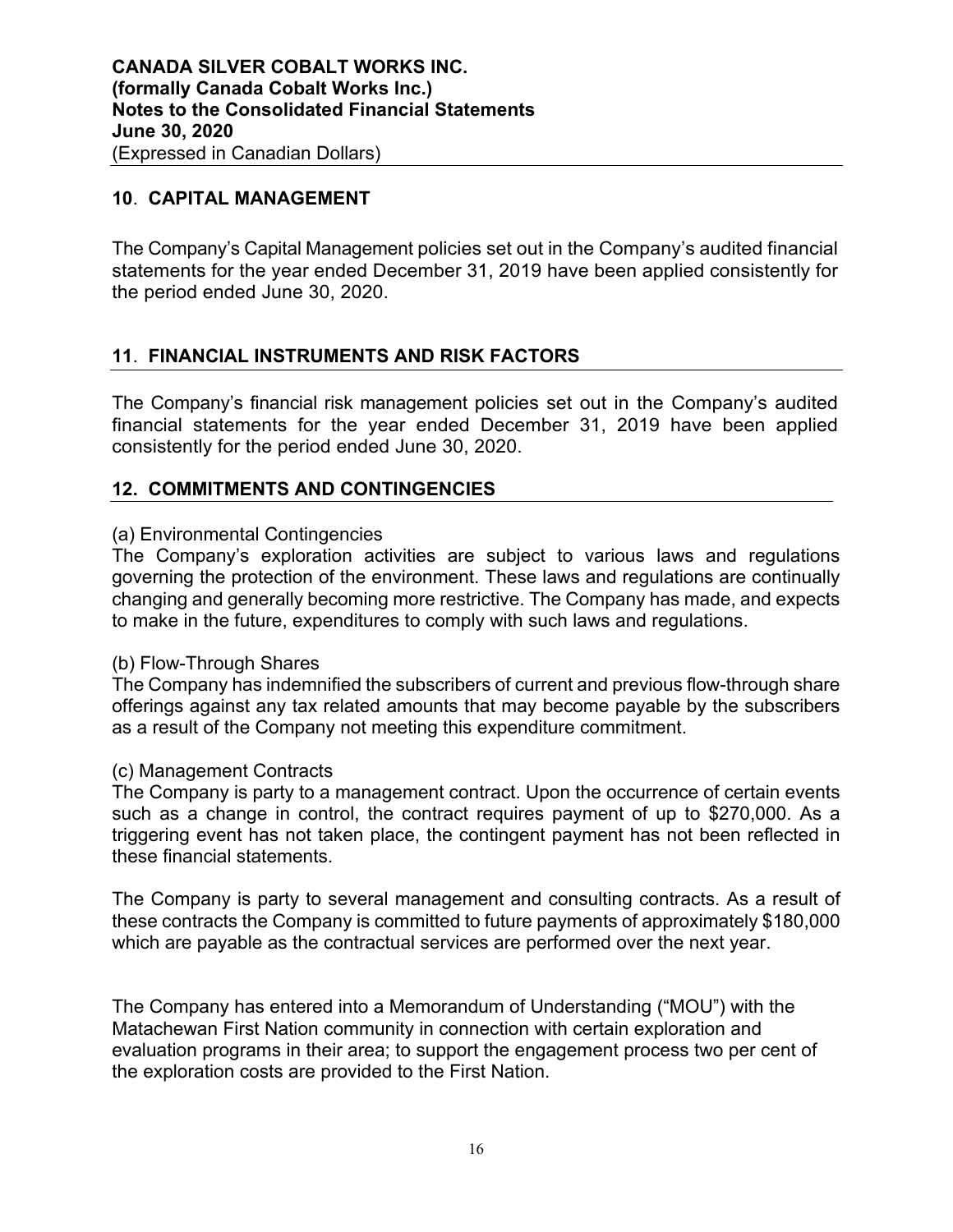## 10. CAPITAL MANAGEMENT

The Company's Capital Management policies set out in the Company's audited financial statements for the year ended December 31, 2019 have been applied consistently for the period ended June 30, 2020.

## 11. FINANCIAL INSTRUMENTS AND RISK FACTORS

The Company's financial risk management policies set out in the Company's audited financial statements for the year ended December 31, 2019 have been applied consistently for the period ended June 30, 2020.

## 12. COMMITMENTS AND CONTINGENCIES

(a) Environmental Contingencies
The Company's exploration activities are subject to various laws and regulations governing the protection of the environment. These laws and regulations are continually changing and generally becoming more restrictive. The Company has made, and expects to make in the future, expenditures to comply with such laws and regulations.

(b) Flow-Through Shares
The Company has indemnified the subscribers of current and previous flow-through share offerings against any tax related amounts that may become payable by the subscribers as a result of the Company not meeting this expenditure commitment.

(c) Management Contracts
The Company is party to a management contract. Upon the occurrence of certain events such as a change in control, the contract requires payment of up to $270,000. As a triggering event has not taken place, the contingent payment has not been reflected in these financial statements.

The Company is party to several management and consulting contracts. As a result of these contracts the Company is committed to future payments of approximately $180,000 which are payable as the contractual services are performed over the next year.

The Company has entered into a Memorandum of Understanding ("MOU") with the Matachewan First Nation community in connection with certain exploration and evaluation programs in their area; to support the engagement process two per cent of the exploration costs are provided to the First Nation.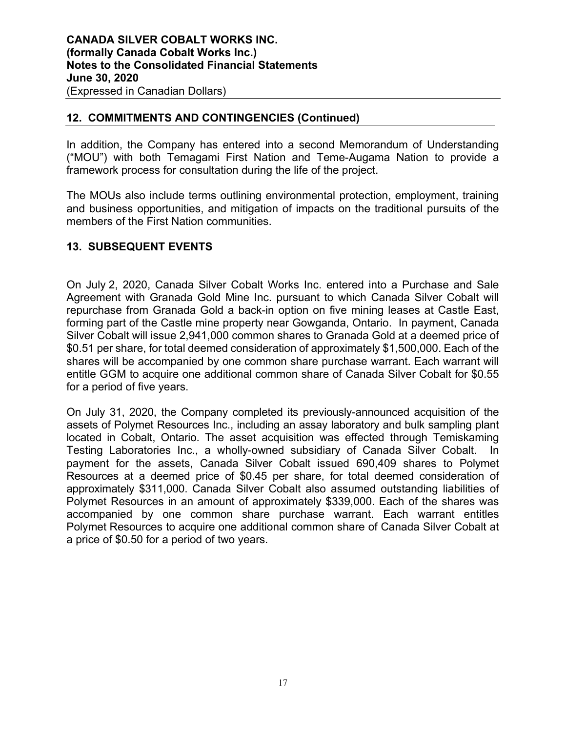## 12. COMMITMENTS AND CONTINGENCIES (Continued)

In addition, the Company has entered into a second Memorandum of Understanding ("MOU") with both Temagami First Nation and Teme-Augama Nation to provide a framework process for consultation during the life of the project.

The MOUs also include terms outlining environmental protection, employment, training and business opportunities, and mitigation of impacts on the traditional pursuits of the members of the First Nation communities.

## 13. SUBSEQUENT EVENTS

On July 2, 2020, Canada Silver Cobalt Works Inc. entered into a Purchase and Sale Agreement with Granada Gold Mine Inc. pursuant to which Canada Silver Cobalt will repurchase from Granada Gold a back-in option on five mining leases at Castle East, forming part of the Castle mine property near Gowganda, Ontario. In payment, Canada Silver Cobalt will issue 2,941,000 common shares to Granada Gold at a deemed price of \$0.51 per share, for total deemed consideration of approximately \$1,500,000. Each of the shares will be accompanied by one common share purchase warrant. Each warrant will entitle GGM to acquire one additional common share of Canada Silver Cobalt for \$0.55 for a period of five years.

On July 31, 2020, the Company completed its previously-announced acquisition of the assets of Polymet Resources Inc., including an assay laboratory and bulk sampling plant located in Cobalt, Ontario. The asset acquisition was effected through Temiskaming Testing Laboratories Inc., a wholly-owned subsidiary of Canada Silver Cobalt. In payment for the assets, Canada Silver Cobalt issued 690,409 shares to Polymet Resources at a deemed price of \$0.45 per share, for total deemed consideration of approximately \$311,000. Canada Silver Cobalt also assumed outstanding liabilities of Polymet Resources in an amount of approximately \$339,000. Each of the shares was accompanied by one common share purchase warrant. Each warrant entitles Polymet Resources to acquire one additional common share of Canada Silver Cobalt at a price of \$0.50 for a period of two years.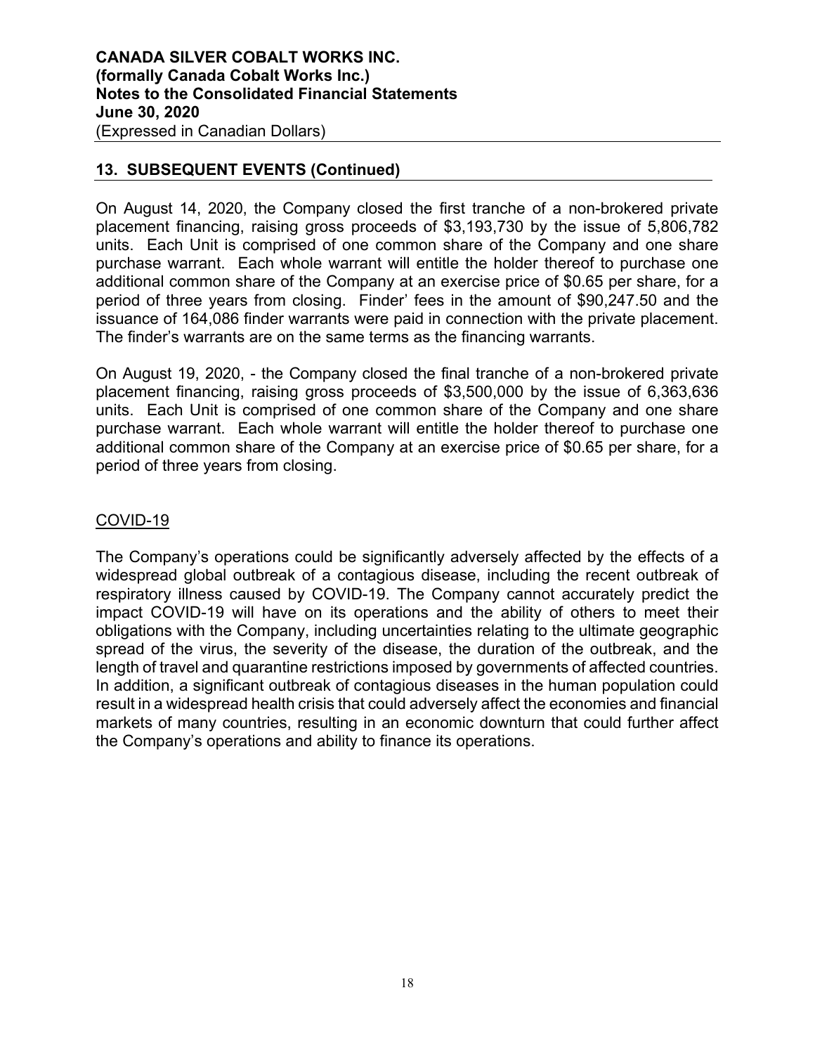## 13. SUBSEQUENT EVENTS (Continued)

On August 14, 2020, the Company closed the first tranche of a non-brokered private placement financing, raising gross proceeds of $3,193,730 by the issue of 5,806,782 units. Each Unit is comprised of one common share of the Company and one share purchase warrant. Each whole warrant will entitle the holder thereof to purchase one additional common share of the Company at an exercise price of $0.65 per share, for a period of three years from closing. Finder' fees in the amount of $90,247.50 and the issuance of 164,086 finder warrants were paid in connection with the private placement. The finder's warrants are on the same terms as the financing warrants.

On August 19, 2020, - the Company closed the final tranche of a non-brokered private placement financing, raising gross proceeds of $3,500,000 by the issue of 6,363,636 units. Each Unit is comprised of one common share of the Company and one share purchase warrant. Each whole warrant will entitle the holder thereof to purchase one additional common share of the Company at an exercise price of $0.65 per share, for a period of three years from closing.

### COVID-19

The Company's operations could be significantly adversely affected by the effects of a widespread global outbreak of a contagious disease, including the recent outbreak of respiratory illness caused by COVID-19. The Company cannot accurately predict the impact COVID-19 will have on its operations and the ability of others to meet their obligations with the Company, including uncertainties relating to the ultimate geographic spread of the virus, the severity of the disease, the duration of the outbreak, and the length of travel and quarantine restrictions imposed by governments of affected countries. In addition, a significant outbreak of contagious diseases in the human population could result in a widespread health crisis that could adversely affect the economies and financial markets of many countries, resulting in an economic downturn that could further affect the Company's operations and ability to finance its operations.